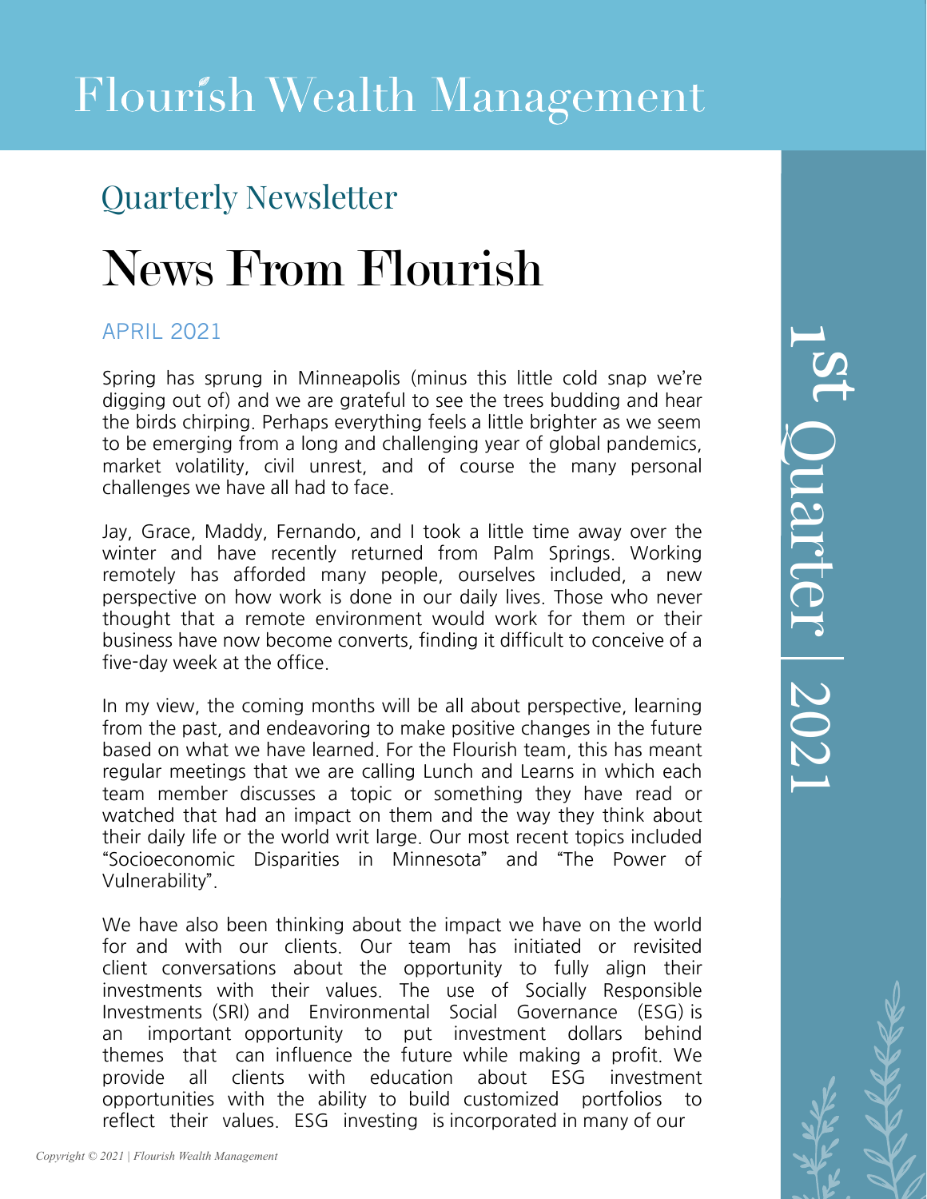# Flourish Wealth Management

## Quarterly Newsletter

# News From Flourish

APRIL 2021

1st Quarter | 2021

Spring has sprung in Minneapolis (minus this little cold snap we're digging out of) and we are grateful to see the trees budding and hear the birds chirping. Perhaps everything feels a little brighter as we seem to be emerging from a long and challenging year of global pandemics, market volatility, civil unrest, and of course the many personal challenges we have all had to face.

Jay, Grace, Maddy, Fernando, and I took a little time away over the winter and have recently returned from Palm Springs. Working remotely has afforded many people, ourselves included, a new perspective on how work is done in our daily lives. Those who never thought that a remote environment would work for them or their business have now become converts, finding it difficult to conceive of a five-day week at the office.

In my view, the coming months will be all about perspective, learning from the past, and endeavoring to make positive changes in the future based on what we have learned. For the Flourish team, this has meant regular meetings that we are calling Lunch and Learns in which each team member discusses a topic or something they have read or watched that had an impact on them and the way they think about their daily life or the world writ large. Our most recent topics included "Socioeconomic Disparities in Minnesota" and "The Power of Vulnerability".

We have also been thinking about the impact we have on the world for and with our clients. Our team has initiated or revisited client conversations about the opportunity to fully align their investments with their values. The use of Socially Responsible Investments (SRI) and Environmental Social Governance (ESG) is an important opportunity to put investment dollars behind themes that can influence the future while making a profit. We provide all clients with education about ESG investment opportunities with the ability to build customized portfolios to reflect their values. ESG investing is incorporated in many of our

Copyright © 2021 | Flourish Wealth Management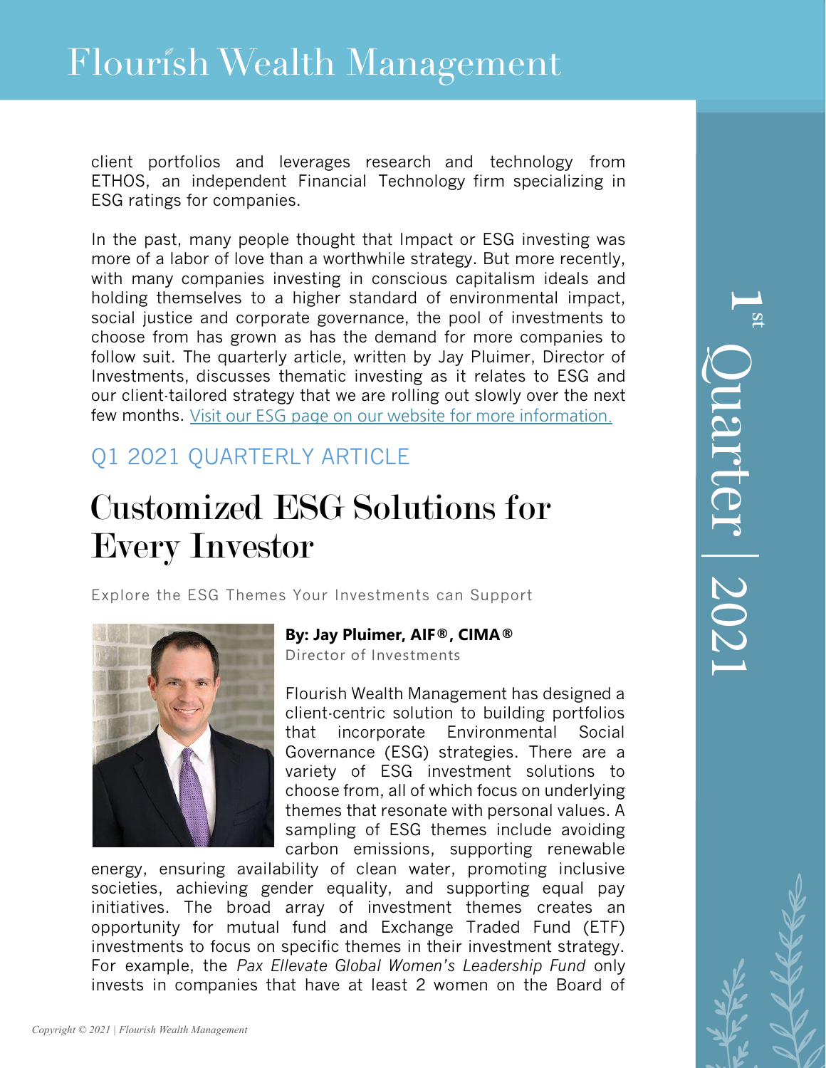client portfolios and leverages research and technology from ETHOS, an independent Financial Technology firm specializing in ESG ratings for companies.

In the past, many people thought that Impact or ESG investing was more of a labor of love than a worthwhile strategy. But more recently, with many companies investing in conscious capitalism ideals and holding themselves to a higher standard of environmental impact, social justice and corporate governance, the pool of investments to choose from has grown as has the demand for more companies to follow suit. The quarterly article, written by Jay Pluimer, Director of Investments, discusses thematic investing as it relates to ESG and our client-tailored strategy that we are rolling out slowly over the next few months. Visit our ESG page on our website for more information.

## Q1 2021 QUARTERLY ARTICLE

# Customized ESG Solutions for Every Investor

Explore the ESG Themes Your Investments can Support

**By: Jay Pluimer, AIF®, CIMA®**
Director of Investments

Flourish Wealth Management has designed a client-centric solution to building portfolios that incorporate Environmental Social Governance (ESG) strategies. There are a variety of ESG investment solutions to choose from, all of which focus on underlying themes that resonate with personal values. A sampling of ESG themes include avoiding carbon emissions, supporting renewable energy, ensuring availability of clean water, promoting inclusive societies, achieving gender equality, and supporting equal pay initiatives. The broad array of investment themes creates an opportunity for mutual fund and Exchange Traded Fund (ETF) investments to focus on specific themes in their investment strategy. For example, the *Pax Ellevate Global Women's Leadership Fund* only invests in companies that have at least 2 women on the Board of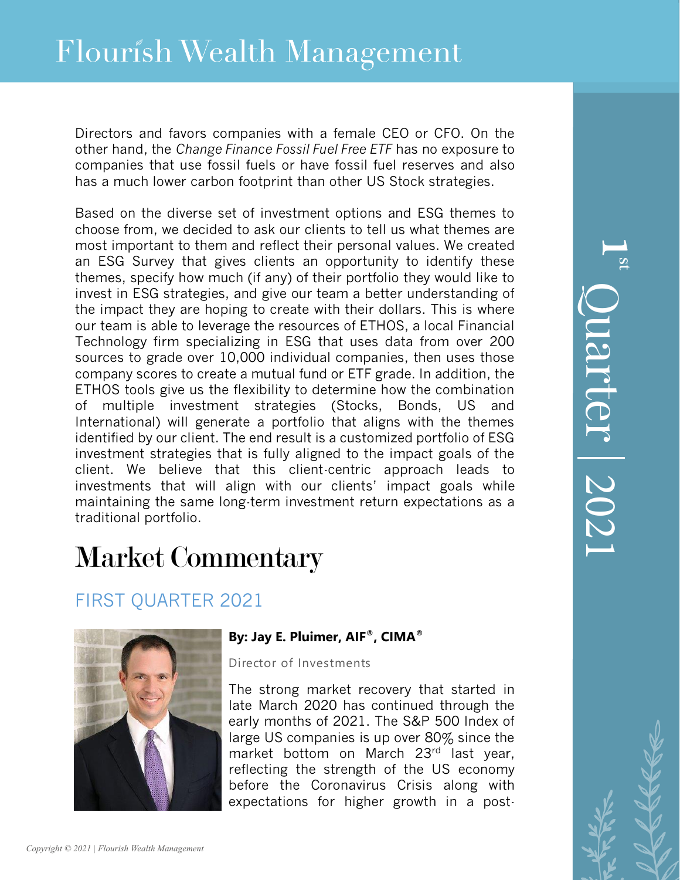Directors and favors companies with a female CEO or CFO. On the other hand, the *Change Finance Fossil Fuel Free ETF* has no exposure to companies that use fossil fuels or have fossil fuel reserves and also has a much lower carbon footprint than other US Stock strategies.

Based on the diverse set of investment options and ESG themes to choose from, we decided to ask our clients to tell us what themes are most important to them and reflect their personal values. We created an ESG Survey that gives clients an opportunity to identify these themes, specify how much (if any) of their portfolio they would like to invest in ESG strategies, and give our team a better understanding of the impact they are hoping to create with their dollars. This is where our team is able to leverage the resources of ETHOS, a local Financial Technology firm specializing in ESG that uses data from over 200 sources to grade over 10,000 individual companies, then uses those company scores to create a mutual fund or ETF grade. In addition, the ETHOS tools give us the flexibility to determine how the combination of multiple investment strategies (Stocks, Bonds, US and International) will generate a portfolio that aligns with the themes identified by our client. The end result is a customized portfolio of ESG investment strategies that is fully aligned to the impact goals of the client. We believe that this client-centric approach leads to investments that will align with our clients' impact goals while maintaining the same long-term investment return expectations as a traditional portfolio.

# Market Commentary

## FIRST QUARTER 2021

**By: Jay E. Pluimer, AIF®, CIMA®**

Director of Investments

The strong market recovery that started in late March 2020 has continued through the early months of 2021. The S&P 500 Index of large US companies is up over 80% since the market bottom on March 23rd last year, reflecting the strength of the US economy before the Coronavirus Crisis along with expectations for higher growth in a post-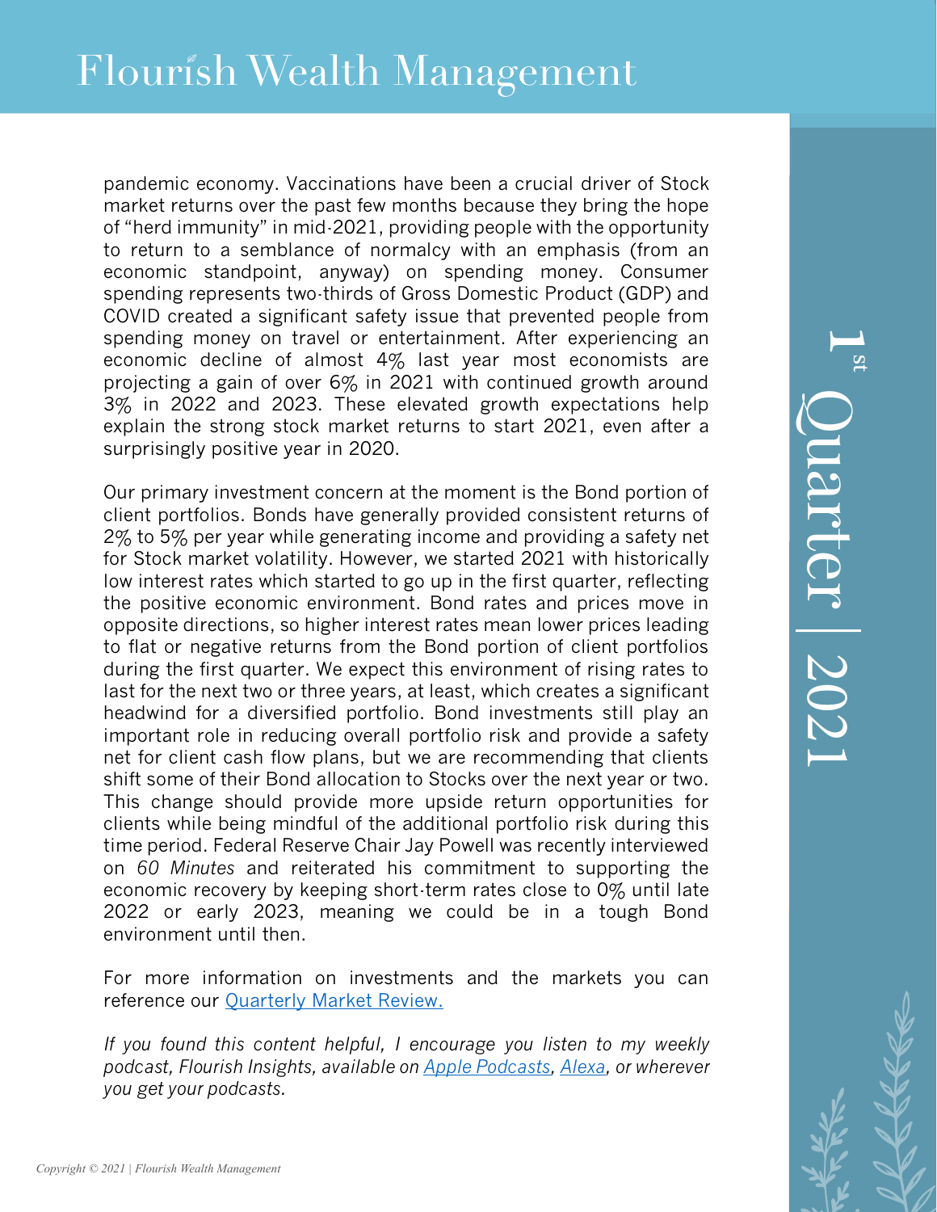pandemic economy. Vaccinations have been a crucial driver of Stock market returns over the past few months because they bring the hope of "herd immunity" in mid-2021, providing people with the opportunity to return to a semblance of normalcy with an emphasis (from an economic standpoint, anyway) on spending money. Consumer spending represents two-thirds of Gross Domestic Product (GDP) and COVID created a significant safety issue that prevented people from spending money on travel or entertainment. After experiencing an economic decline of almost 4% last year most economists are projecting a gain of over 6% in 2021 with continued growth around 3% in 2022 and 2023. These elevated growth expectations help explain the strong stock market returns to start 2021, even after a surprisingly positive year in 2020.

Our primary investment concern at the moment is the Bond portion of client portfolios. Bonds have generally provided consistent returns of 2% to 5% per year while generating income and providing a safety net for Stock market volatility. However, we started 2021 with historically low interest rates which started to go up in the first quarter, reflecting the positive economic environment. Bond rates and prices move in opposite directions, so higher interest rates mean lower prices leading to flat or negative returns from the Bond portion of client portfolios during the first quarter. We expect this environment of rising rates to last for the next two or three years, at least, which creates a significant headwind for a diversified portfolio. Bond investments still play an important role in reducing overall portfolio risk and provide a safety net for client cash flow plans, but we are recommending that clients shift some of their Bond allocation to Stocks over the next year or two. This change should provide more upside return opportunities for clients while being mindful of the additional portfolio risk during this time period. Federal Reserve Chair Jay Powell was recently interviewed on *60 Minutes* and reiterated his commitment to supporting the economic recovery by keeping short-term rates close to 0% until late 2022 or early 2023, meaning we could be in a tough Bond environment until then.

For more information on investments and the markets you can reference our Quarterly Market Review.

*If you found this content helpful, I encourage you listen to my weekly podcast, Flourish Insights, available on Apple Podcasts, Alexa, or wherever you get your podcasts.*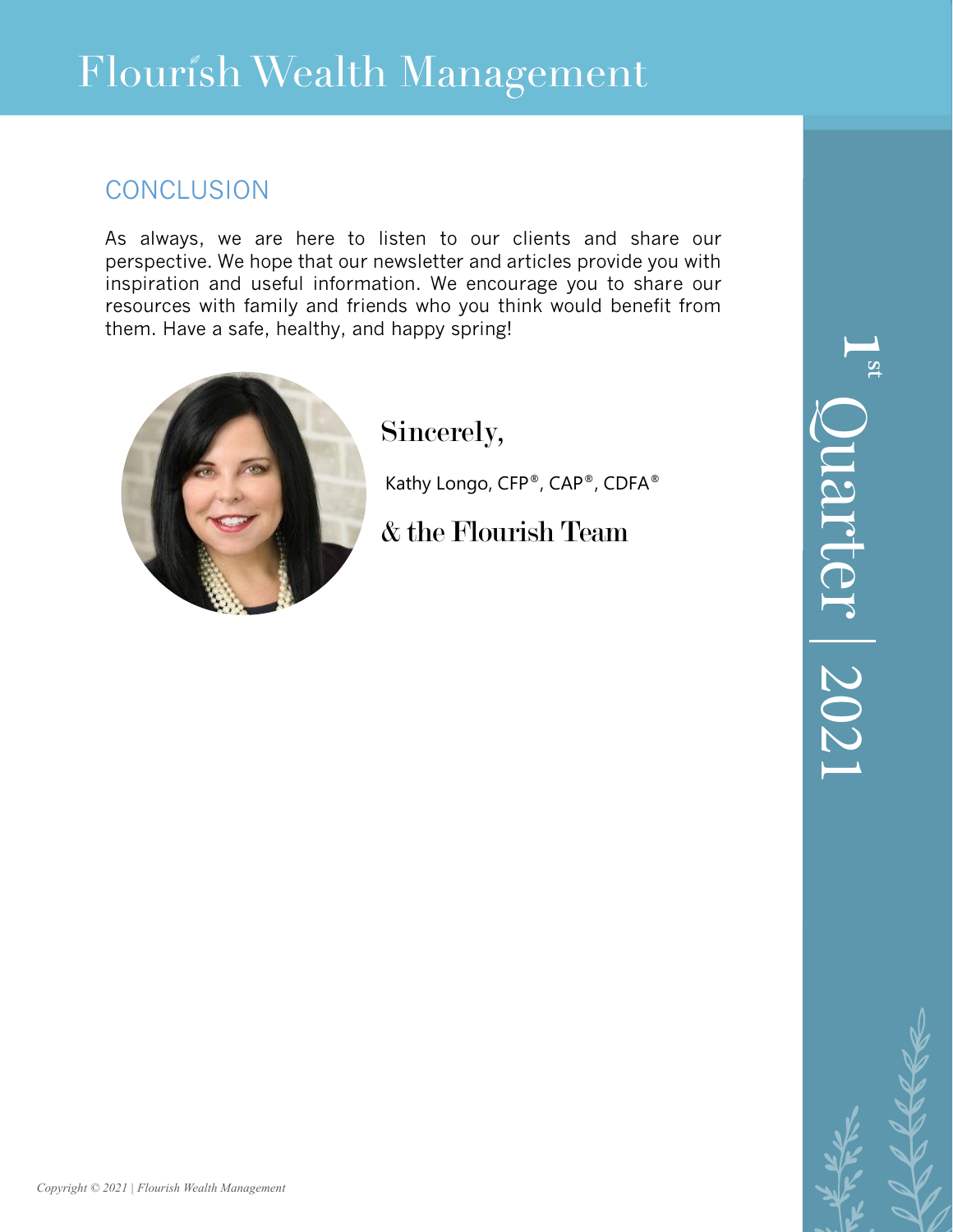## CONCLUSION

As always, we are here to listen to our clients and share our perspective. We hope that our newsletter and articles provide you with inspiration and useful information. We encourage you to share our resources with family and friends who you think would benefit from them. Have a safe, healthy, and happy spring!

**Sincerely,**

Kathy Longo, CFP®, CAP®, CDFA®

**& the Flourish Team**